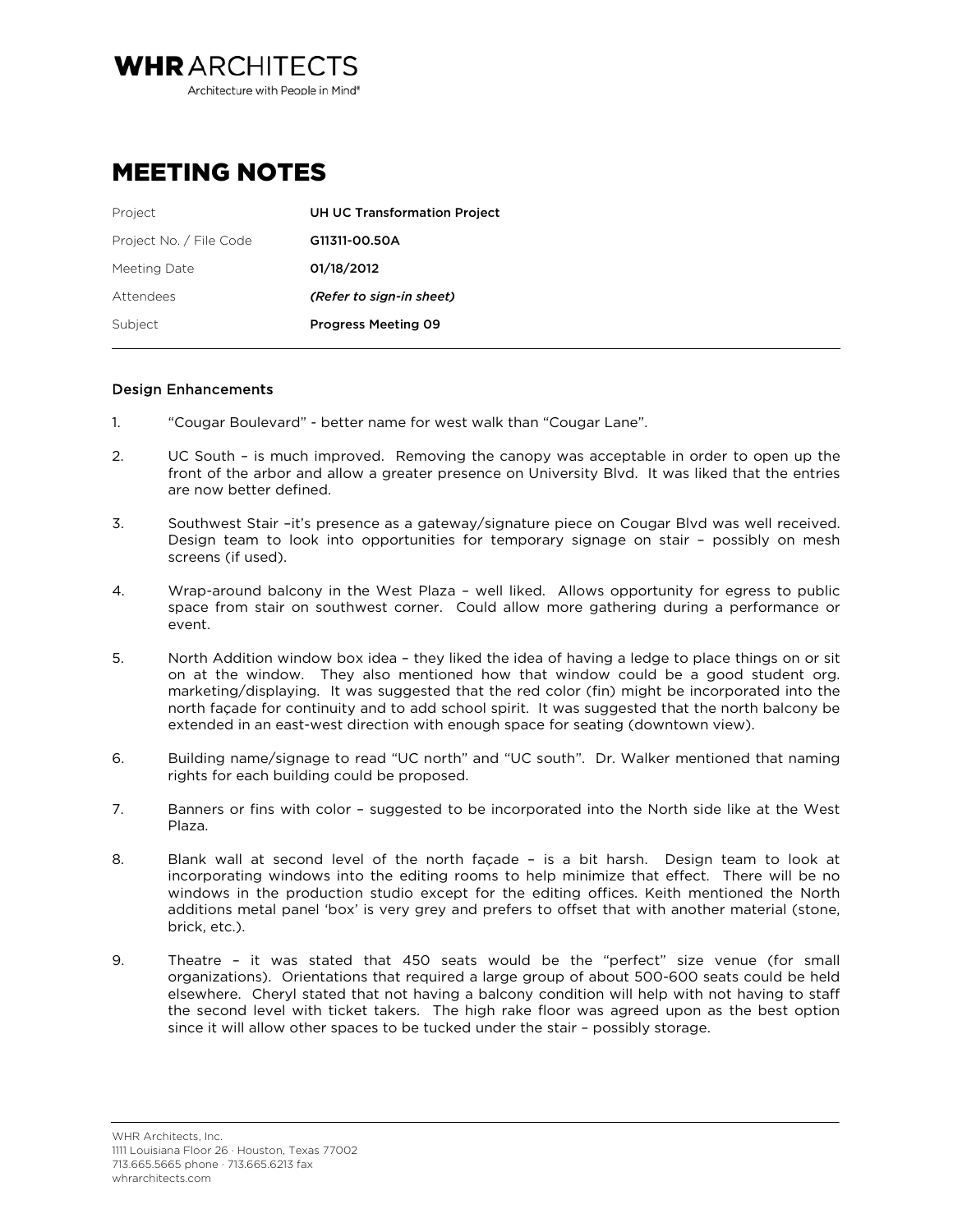**WHR** ARCHITECTS

Architecture with People in Mind®

# MEETING NOTES

| | |
|---|---|
| Project | **UH UC Transformation Project** |
| Project No. / File Code | **G11311-00.50A** |
| Meeting Date | **01/18/2012** |
| Attendees | ***(Refer to sign-in sheet)*** |
| Subject | **Progress Meeting 09** |

## Design Enhancements

1. "Cougar Boulevard" - better name for west walk than "Cougar Lane".

2. UC South – is much improved. Removing the canopy was acceptable in order to open up the front of the arbor and allow a greater presence on University Blvd. It was liked that the entries are now better defined.

3. Southwest Stair –it's presence as a gateway/signature piece on Cougar Blvd was well received. Design team to look into opportunities for temporary signage on stair – possibly on mesh screens (if used).

4. Wrap-around balcony in the West Plaza – well liked. Allows opportunity for egress to public space from stair on southwest corner. Could allow more gathering during a performance or event.

5. North Addition window box idea – they liked the idea of having a ledge to place things on or sit on at the window. They also mentioned how that window could be a good student org. marketing/displaying. It was suggested that the red color (fin) might be incorporated into the north façade for continuity and to add school spirit. It was suggested that the north balcony be extended in an east-west direction with enough space for seating (downtown view).

6. Building name/signage to read "UC north" and "UC south". Dr. Walker mentioned that naming rights for each building could be proposed.

7. Banners or fins with color – suggested to be incorporated into the North side like at the West Plaza.

8. Blank wall at second level of the north façade – is a bit harsh. Design team to look at incorporating windows into the editing rooms to help minimize that effect. There will be no windows in the production studio except for the editing offices. Keith mentioned the North additions metal panel 'box' is very grey and prefers to offset that with another material (stone, brick, etc.).

9. Theatre – it was stated that 450 seats would be the "perfect" size venue (for small organizations). Orientations that required a large group of about 500-600 seats could be held elsewhere. Cheryl stated that not having a balcony condition will help with not having to staff the second level with ticket takers. The high rake floor was agreed upon as the best option since it will allow other spaces to be tucked under the stair – possibly storage.

WHR Architects, Inc.
1111 Louisiana Floor 26 · Houston, Texas 77002
713.665.5665 phone · 713.665.6213 fax
whrarchitects.com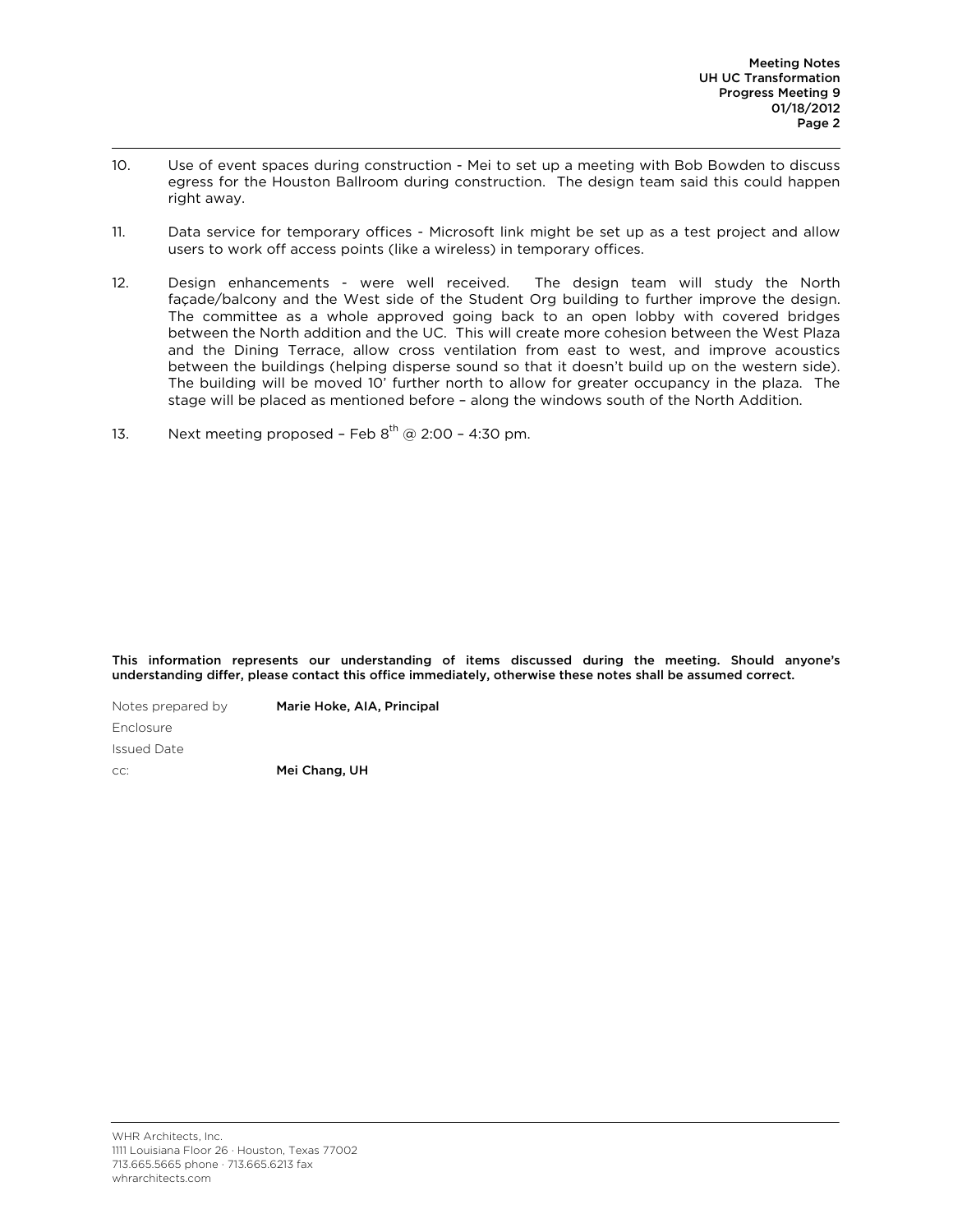10. Use of event spaces during construction - Mei to set up a meeting with Bob Bowden to discuss egress for the Houston Ballroom during construction. The design team said this could happen right away.

11. Data service for temporary offices - Microsoft link might be set up as a test project and allow users to work off access points (like a wireless) in temporary offices.

12. Design enhancements - were well received. The design team will study the North façade/balcony and the West side of the Student Org building to further improve the design. The committee as a whole approved going back to an open lobby with covered bridges between the North addition and the UC. This will create more cohesion between the West Plaza and the Dining Terrace, allow cross ventilation from east to west, and improve acoustics between the buildings (helping disperse sound so that it doesn't build up on the western side). The building will be moved 10' further north to allow for greater occupancy in the plaza. The stage will be placed as mentioned before – along the windows south of the North Addition.

13. Next meeting proposed – Feb 8th @ 2:00 – 4:30 pm.

**This information represents our understanding of items discussed during the meeting. Should anyone's understanding differ, please contact this office immediately, otherwise these notes shall be assumed correct.**

Notes prepared by **Marie Hoke, AIA, Principal**

Enclosure

Issued Date

cc: **Mei Chang, UH**

WHR Architects, Inc.
1111 Louisiana Floor 26 · Houston, Texas 77002
713.665.5665 phone · 713.665.6213 fax
whrarchitects.com